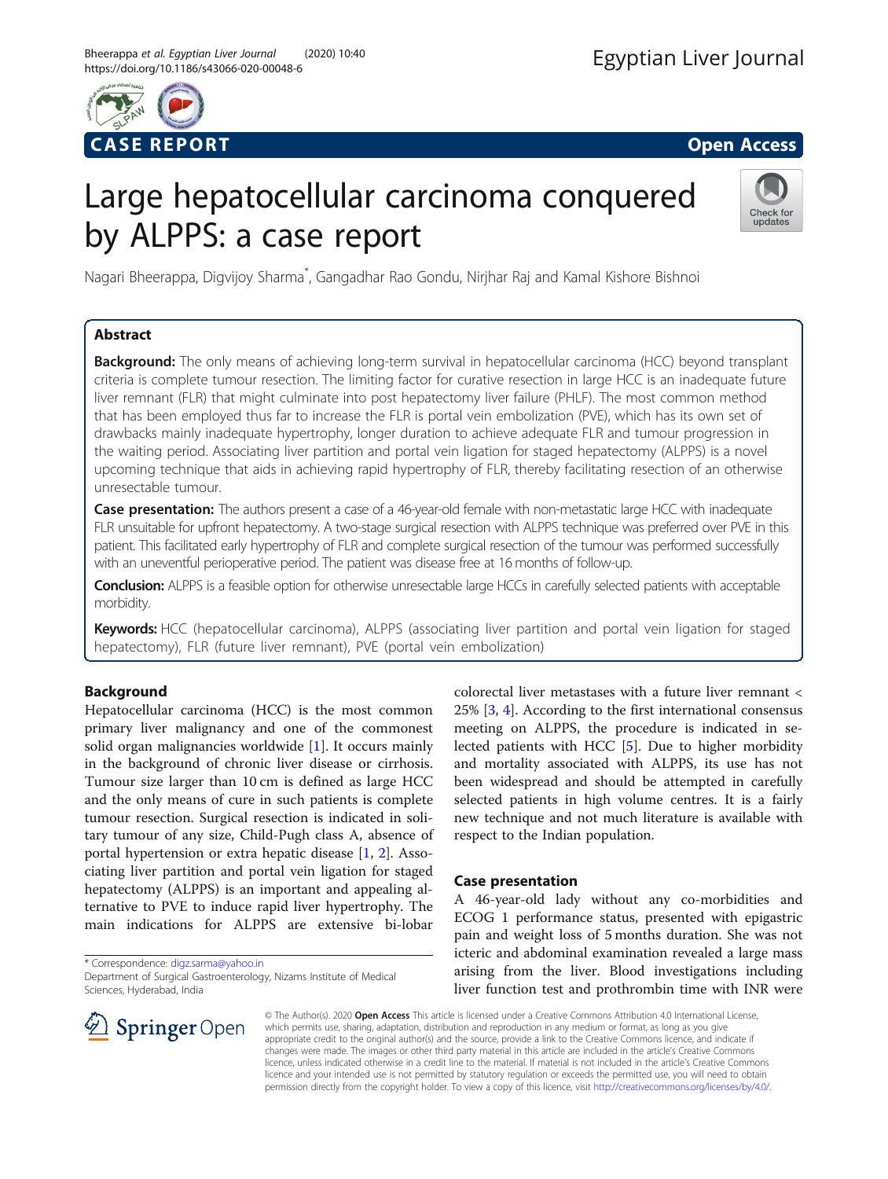CASE REPORT

Open Access

# Large hepatocellular carcinoma conquered by ALPPS: a case report

Nagari Bheerappa, Digvijoy Sharma*, Gangadhar Rao Gondu, Nirjhar Raj and Kamal Kishore Bishnoi

## Abstract

**Background:** The only means of achieving long-term survival in hepatocellular carcinoma (HCC) beyond transplant criteria is complete tumour resection. The limiting factor for curative resection in large HCC is an inadequate future liver remnant (FLR) that might culminate into post hepatectomy liver failure (PHLF). The most common method that has been employed thus far to increase the FLR is portal vein embolization (PVE), which has its own set of drawbacks mainly inadequate hypertrophy, longer duration to achieve adequate FLR and tumour progression in the waiting period. Associating liver partition and portal vein ligation for staged hepatectomy (ALPPS) is a novel upcoming technique that aids in achieving rapid hypertrophy of FLR, thereby facilitating resection of an otherwise unresectable tumour.

**Case presentation:** The authors present a case of a 46-year-old female with non-metastatic large HCC with inadequate FLR unsuitable for upfront hepatectomy. A two-stage surgical resection with ALPPS technique was preferred over PVE in this patient. This facilitated early hypertrophy of FLR and complete surgical resection of the tumour was performed successfully with an uneventful perioperative period. The patient was disease free at 16 months of follow-up.

**Conclusion:** ALPPS is a feasible option for otherwise unresectable large HCCs in carefully selected patients with acceptable morbidity.

**Keywords:** HCC (hepatocellular carcinoma), ALPPS (associating liver partition and portal vein ligation for staged hepatectomy), FLR (future liver remnant), PVE (portal vein embolization)

## Background

Hepatocellular carcinoma (HCC) is the most common primary liver malignancy and one of the commonest solid organ malignancies worldwide [1]. It occurs mainly in the background of chronic liver disease or cirrhosis. Tumour size larger than 10 cm is defined as large HCC and the only means of cure in such patients is complete tumour resection. Surgical resection is indicated in solitary tumour of any size, Child-Pugh class A, absence of portal hypertension or extra hepatic disease [1, 2]. Associating liver partition and portal vein ligation for staged hepatectomy (ALPPS) is an important and appealing alternative to PVE to induce rapid liver hypertrophy. The main indications for ALPPS are extensive bi-lobar colorectal liver metastases with a future liver remnant < 25% [3, 4]. According to the first international consensus meeting on ALPPS, the procedure is indicated in selected patients with HCC [5]. Due to higher morbidity and mortality associated with ALPPS, its use has not been widespread and should be attempted in carefully selected patients in high volume centres. It is a fairly new technique and not much literature is available with respect to the Indian population.

## Case presentation

A 46-year-old lady without any co-morbidities and ECOG 1 performance status, presented with epigastric pain and weight loss of 5 months duration. She was not icteric and abdominal examination revealed a large mass arising from the liver. Blood investigations including liver function test and prothrombin time with INR were

\* Correspondence: digz.sarma@yahoo.in
Department of Surgical Gastroenterology, Nizams Institute of Medical Sciences, Hyderabad, India

© The Author(s). 2020 **Open Access** This article is licensed under a Creative Commons Attribution 4.0 International License, which permits use, sharing, adaptation, distribution and reproduction in any medium or format, as long as you give appropriate credit to the original author(s) and the source, provide a link to the Creative Commons licence, and indicate if changes were made. The images or other third party material in this article are included in the article's Creative Commons licence, unless indicated otherwise in a credit line to the material. If material is not included in the article's Creative Commons licence and your intended use is not permitted by statutory regulation or exceeds the permitted use, you will need to obtain permission directly from the copyright holder. To view a copy of this licence, visit http://creativecommons.org/licenses/by/4.0/.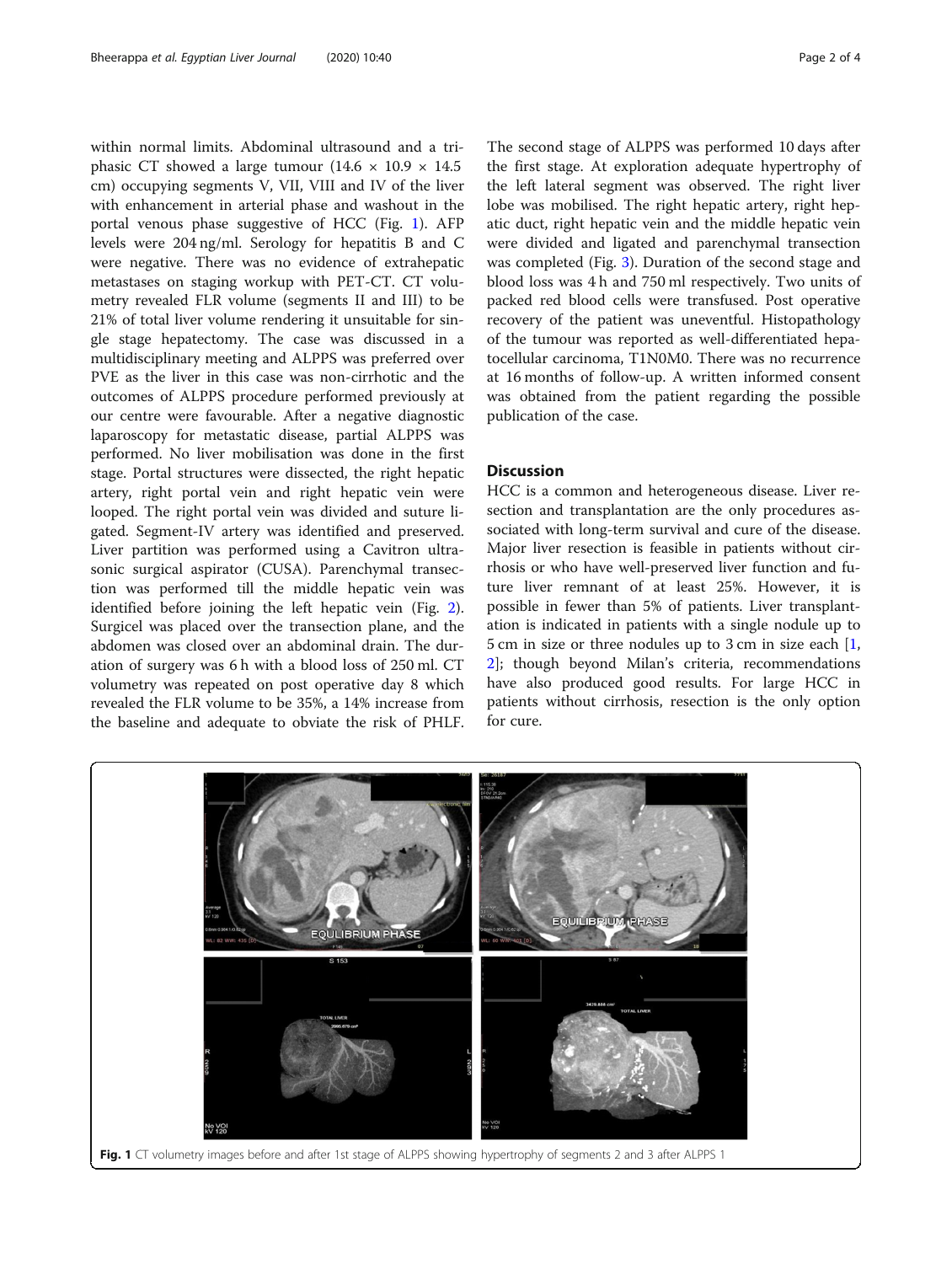within normal limits. Abdominal ultrasound and a triphasic CT showed a large tumour (14.6 × 10.9 × 14.5 cm) occupying segments V, VII, VIII and IV of the liver with enhancement in arterial phase and washout in the portal venous phase suggestive of HCC (Fig. 1). AFP levels were 204 ng/ml. Serology for hepatitis B and C were negative. There was no evidence of extrahepatic metastases on staging workup with PET-CT. CT volumetry revealed FLR volume (segments II and III) to be 21% of total liver volume rendering it unsuitable for single stage hepatectomy. The case was discussed in a multidisciplinary meeting and ALPPS was preferred over PVE as the liver in this case was non-cirrhotic and the outcomes of ALPPS procedure performed previously at our centre were favourable. After a negative diagnostic laparoscopy for metastatic disease, partial ALPPS was performed. No liver mobilisation was done in the first stage. Portal structures were dissected, the right hepatic artery, right portal vein and right hepatic vein were looped. The right portal vein was divided and suture ligated. Segment-IV artery was identified and preserved. Liver partition was performed using a Cavitron ultrasonic surgical aspirator (CUSA). Parenchymal transection was performed till the middle hepatic vein was identified before joining the left hepatic vein (Fig. 2). Surgicel was placed over the transection plane, and the abdomen was closed over an abdominal drain. The duration of surgery was 6 h with a blood loss of 250 ml. CT volumetry was repeated on post operative day 8 which revealed the FLR volume to be 35%, a 14% increase from the baseline and adequate to obviate the risk of PHLF.

The second stage of ALPPS was performed 10 days after the first stage. At exploration adequate hypertrophy of the left lateral segment was observed. The right liver lobe was mobilised. The right hepatic artery, right hepatic duct, right hepatic vein and the middle hepatic vein were divided and ligated and parenchymal transection was completed (Fig. 3). Duration of the second stage and blood loss was 4 h and 750 ml respectively. Two units of packed red blood cells were transfused. Post operative recovery of the patient was uneventful. Histopathology of the tumour was reported as well-differentiated hepatocellular carcinoma, T1N0M0. There was no recurrence at 16 months of follow-up. A written informed consent was obtained from the patient regarding the possible publication of the case.

## Discussion

HCC is a common and heterogeneous disease. Liver resection and transplantation are the only procedures associated with long-term survival and cure of the disease. Major liver resection is feasible in patients without cirrhosis or who have well-preserved liver function and future liver remnant of at least 25%. However, it is possible in fewer than 5% of patients. Liver transplantation is indicated in patients with a single nodule up to 5 cm in size or three nodules up to 3 cm in size each [1, 2]; though beyond Milan's criteria, recommendations have also produced good results. For large HCC in patients without cirrhosis, resection is the only option for cure.

**Fig. 1** CT volumetry images before and after 1st stage of ALPPS showing hypertrophy of segments 2 and 3 after ALPPS 1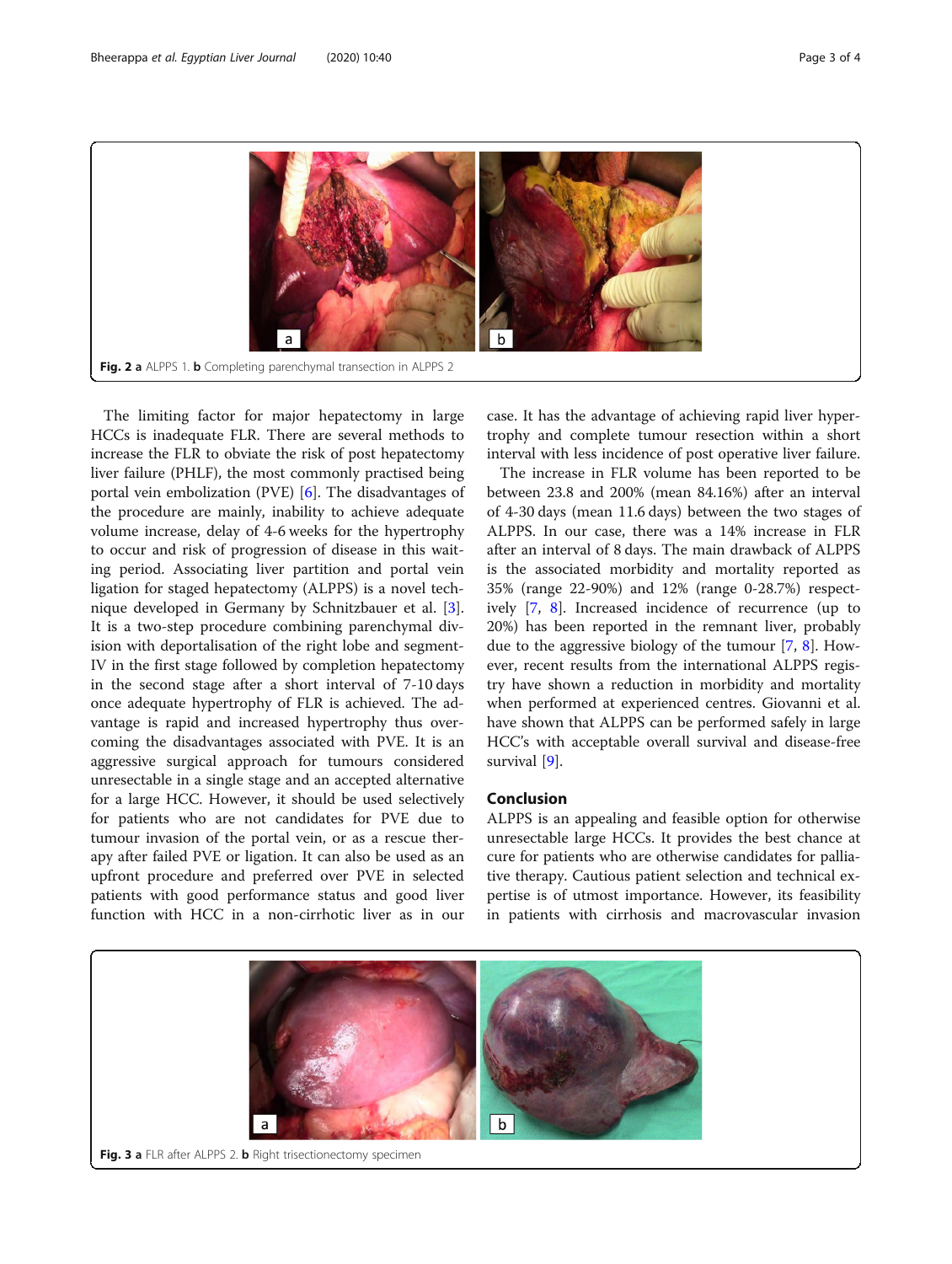Fig. 2 **a** ALPPS 1. **b** Completing parenchymal transection in ALPPS 2

The limiting factor for major hepatectomy in large HCCs is inadequate FLR. There are several methods to increase the FLR to obviate the risk of post hepatectomy liver failure (PHLF), the most commonly practised being portal vein embolization (PVE) [6]. The disadvantages of the procedure are mainly, inability to achieve adequate volume increase, delay of 4-6 weeks for the hypertrophy to occur and risk of progression of disease in this waiting period. Associating liver partition and portal vein ligation for staged hepatectomy (ALPPS) is a novel technique developed in Germany by Schnitzbauer et al. [3]. It is a two-step procedure combining parenchymal division with deportalisation of the right lobe and segment-IV in the first stage followed by completion hepatectomy in the second stage after a short interval of 7-10 days once adequate hypertrophy of FLR is achieved. The advantage is rapid and increased hypertrophy thus overcoming the disadvantages associated with PVE. It is an aggressive surgical approach for tumours considered unresectable in a single stage and an accepted alternative for a large HCC. However, it should be used selectively for patients who are not candidates for PVE due to tumour invasion of the portal vein, or as a rescue therapy after failed PVE or ligation. It can also be used as an upfront procedure and preferred over PVE in selected patients with good performance status and good liver function with HCC in a non-cirrhotic liver as in our case. It has the advantage of achieving rapid liver hypertrophy and complete tumour resection within a short interval with less incidence of post operative liver failure.

The increase in FLR volume has been reported to be between 23.8 and 200% (mean 84.16%) after an interval of 4-30 days (mean 11.6 days) between the two stages of ALPPS. In our case, there was a 14% increase in FLR after an interval of 8 days. The main drawback of ALPPS is the associated morbidity and mortality reported as 35% (range 22-90%) and 12% (range 0-28.7%) respectively [7, 8]. Increased incidence of recurrence (up to 20%) has been reported in the remnant liver, probably due to the aggressive biology of the tumour [7, 8]. However, recent results from the international ALPPS registry have shown a reduction in morbidity and mortality when performed at experienced centres. Giovanni et al. have shown that ALPPS can be performed safely in large HCC's with acceptable overall survival and disease-free survival [9].

## Conclusion

ALPPS is an appealing and feasible option for otherwise unresectable large HCCs. It provides the best chance at cure for patients who are otherwise candidates for palliative therapy. Cautious patient selection and technical expertise is of utmost importance. However, its feasibility in patients with cirrhosis and macrovascular invasion

Fig. 3 **a** FLR after ALPPS 2. **b** Right trisectionectomy specimen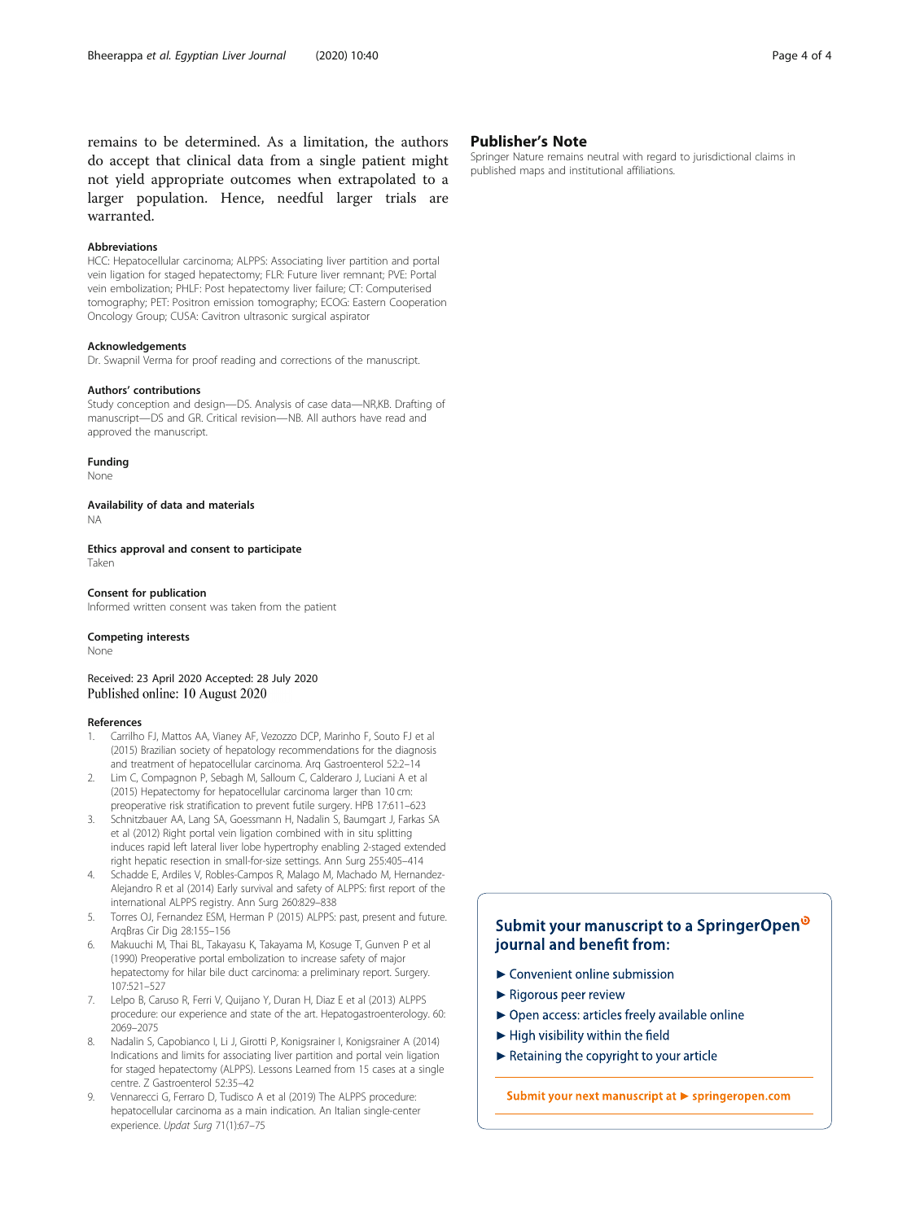remains to be determined. As a limitation, the authors do accept that clinical data from a single patient might not yield appropriate outcomes when extrapolated to a larger population. Hence, needful larger trials are warranted.

### Abbreviations

HCC: Hepatocellular carcinoma; ALPPS: Associating liver partition and portal vein ligation for staged hepatectomy; FLR: Future liver remnant; PVE: Portal vein embolization; PHLF: Post hepatectomy liver failure; CT: Computerised tomography; PET: Positron emission tomography; ECOG: Eastern Cooperation Oncology Group; CUSA: Cavitron ultrasonic surgical aspirator

### Acknowledgements

Dr. Swapnil Verma for proof reading and corrections of the manuscript.

### Authors' contributions

Study conception and design—DS. Analysis of case data—NR,KB. Drafting of manuscript—DS and GR. Critical revision—NB. All authors have read and approved the manuscript.

### Funding

None

### Availability of data and materials

NA

### Ethics approval and consent to participate

Taken

### Consent for publication

Informed written consent was taken from the patient

### Competing interests

None

Received: 23 April 2020 Accepted: 28 July 2020
Published online: 10 August 2020

### References

1. Carrilho FJ, Mattos AA, Vianey AF, Vezozzo DCP, Marinho F, Souto FJ et al (2015) Brazilian society of hepatology recommendations for the diagnosis and treatment of hepatocellular carcinoma. Arq Gastroenterol 52:2–14
2. Lim C, Compagnon P, Sebagh M, Salloum C, Calderaro J, Luciani A et al (2015) Hepatectomy for hepatocellular carcinoma larger than 10 cm: preoperative risk stratification to prevent futile surgery. HPB 17:611–623
3. Schnitzbauer AA, Lang SA, Goessmann H, Nadalin S, Baumgart J, Farkas SA et al (2012) Right portal vein ligation combined with in situ splitting induces rapid left lateral liver lobe hypertrophy enabling 2-staged extended right hepatic resection in small-for-size settings. Ann Surg 255:405–414
4. Schadde E, Ardiles V, Robles-Campos R, Malago M, Machado M, Hernandez-Alejandro R et al (2014) Early survival and safety of ALPPS: first report of the international ALPPS registry. Ann Surg 260:829–838
5. Torres OJ, Fernandez ESM, Herman P (2015) ALPPS: past, present and future. ArqBras Cir Dig 28:155–156
6. Makuuchi M, Thai BL, Takayasu K, Takayama M, Kosuge T, Gunven P et al (1990) Preoperative portal embolization to increase safety of major hepatectomy for hilar bile duct carcinoma: a preliminary report. Surgery. 107:521–527
7. Lelpo B, Caruso R, Ferri V, Quijano Y, Duran H, Diaz E et al (2013) ALPPS procedure: our experience and state of the art. Hepatogastroenterology. 60: 2069–2075
8. Nadalin S, Capobianco I, Li J, Girotti P, Konigsrainer I, Konigsrainer A (2014) Indications and limits for associating liver partition and portal vein ligation for staged hepatectomy (ALPPS). Lessons Learned from 15 cases at a single centre. Z Gastroenterol 52:35–42
9. Vennarecci G, Ferraro D, Tudisco A et al (2019) The ALPPS procedure: hepatocellular carcinoma as a main indication. An Italian single-center experience. *Updat Surg* 71(1):67–75

## Publisher's Note

Springer Nature remains neutral with regard to jurisdictional claims in published maps and institutional affiliations.